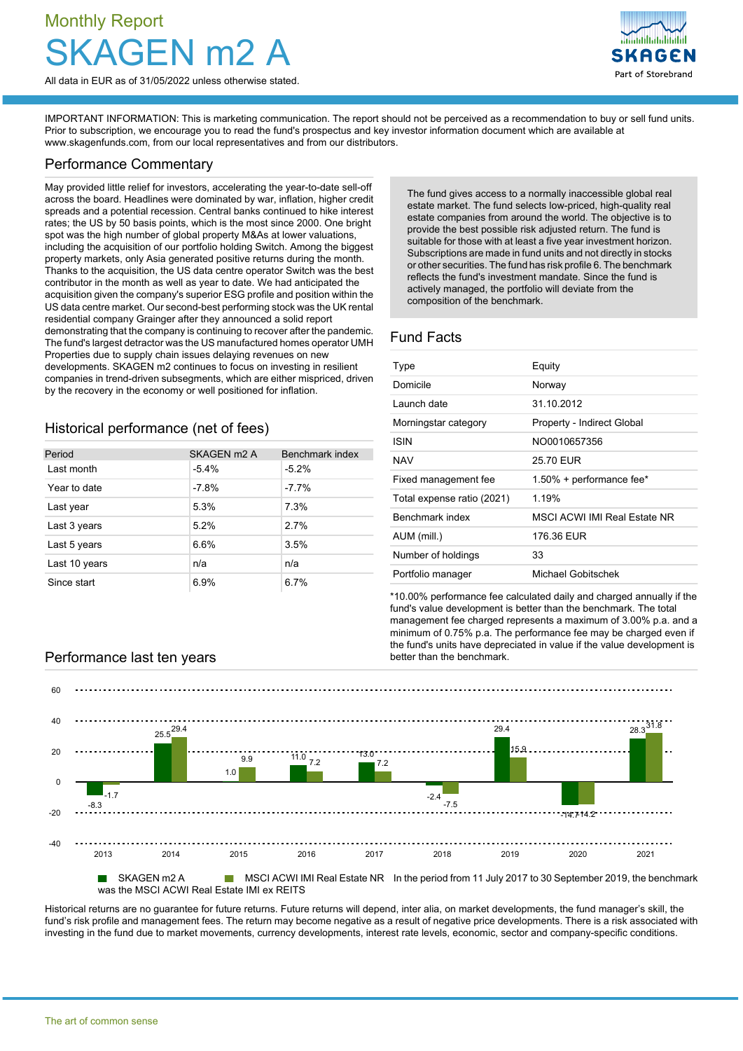Monthly Report

# SKAGEN m2 A

All data in EUR as of 31/05/2022 unless otherwise stated.

IMPORTANT INFORMATION: This is marketing communication. The report should not be perceived as a recommendation to buy or sell fund units. Prior to subscription, we encourage you to read the fund's prospectus and key investor information document which are available at www.skagenfunds.com, from our local representatives and from our distributors.

## Performance Commentary

May provided little relief for investors, accelerating the year-to-date sell-off across the board. Headlines were dominated by war, inflation, higher credit spreads and a potential recession. Central banks continued to hike interest rates; the US by 50 basis points, which is the most since 2000. One bright spot was the high number of global property M&As at lower valuations, including the acquisition of our portfolio holding Switch. Among the biggest property markets, only Asia generated positive returns during the month. Thanks to the acquisition, the US data centre operator Switch was the best contributor in the month as well as year to date. We had anticipated the acquisition given the company's superior ESG profile and position within the US data centre market. Our second-best performing stock was the UK rental residential company Grainger after they announced a solid report demonstrating that the company is continuing to recover after the pandemic. The fund's largest detractor was the US manufactured homes operator UMH Properties due to supply chain issues delaying revenues on new developments. SKAGEN m2 continues to focus on investing in resilient companies in trend-driven subsegments, which are either mispriced, driven by the recovery in the economy or well positioned for inflation.

The fund gives access to a normally inaccessible global real estate market. The fund selects low-priced, high-quality real estate companies from around the world. The objective is to provide the best possible risk adjusted return. The fund is suitable for those with at least a five year investment horizon. Subscriptions are made in fund units and not directly in stocks or other securities. The fund has risk profile 6. The benchmark reflects the fund's investment mandate. Since the fund is actively managed, the portfolio will deviate from the composition of the benchmark.

## Historical performance (net of fees)

| Period | SKAGEN m2 A | Benchmark index |
|---|---|---|
| Last month | -5.4% | -5.2% |
| Year to date | -7.8% | -7.7% |
| Last year | 5.3% | 7.3% |
| Last 3 years | 5.2% | 2.7% |
| Last 5 years | 6.6% | 3.5% |
| Last 10 years | n/a | n/a |
| Since start | 6.9% | 6.7% |

## Fund Facts

| | |
|---|---|
| Type | Equity |
| Domicile | Norway |
| Launch date | 31.10.2012 |
| Morningstar category | Property - Indirect Global |
| ISIN | NO0010657356 |
| NAV | 25.70 EUR |
| Fixed management fee | 1.50% + performance fee* |
| Total expense ratio (2021) | 1.19% |
| Benchmark index | MSCI ACWI IMI Real Estate NR |
| AUM (mill.) | 176.36 EUR |
| Number of holdings | 33 |
| Portfolio manager | Michael Gobitschek |

*10.00% performance fee calculated daily and charged annually if the fund's value development is better than the benchmark. The total management fee charged represents a maximum of 3.00% p.a. and a minimum of 0.75% p.a. The performance fee may be charged even if the fund's units have depreciated in value if the value development is better than the benchmark.

## Performance last ten years

| Year | SKAGEN m2 A | MSCI ACWI IMI Real Estate NR |
|---|---|---|
| 2013 | -8.3 | -1.7 |
| 2014 | 25.5 | 29.4 |
| 2015 | 1.0 | 9.9 |
| 2016 | 11.0 | 7.2 |
| 2017 | 13.0 | 7.2 |
| 2018 | -2.4 | -7.5 |
| 2019 | 29.4 | 15.9 |
| 2020 | -14.7 | -14.2 |
| 2021 | 28.3 | 31.8 |

In the period from 11 July 2017 to 30 September 2019, the benchmark was the MSCI ACWI Real Estate IMI ex REITS

Historical returns are no guarantee for future returns. Future returns will depend, inter alia, on market developments, the fund manager's skill, the fund's risk profile and management fees. The return may become negative as a result of negative price developments. There is a risk associated with investing in the fund due to market movements, currency developments, interest rate levels, economic, sector and company-specific conditions.

The art of common sense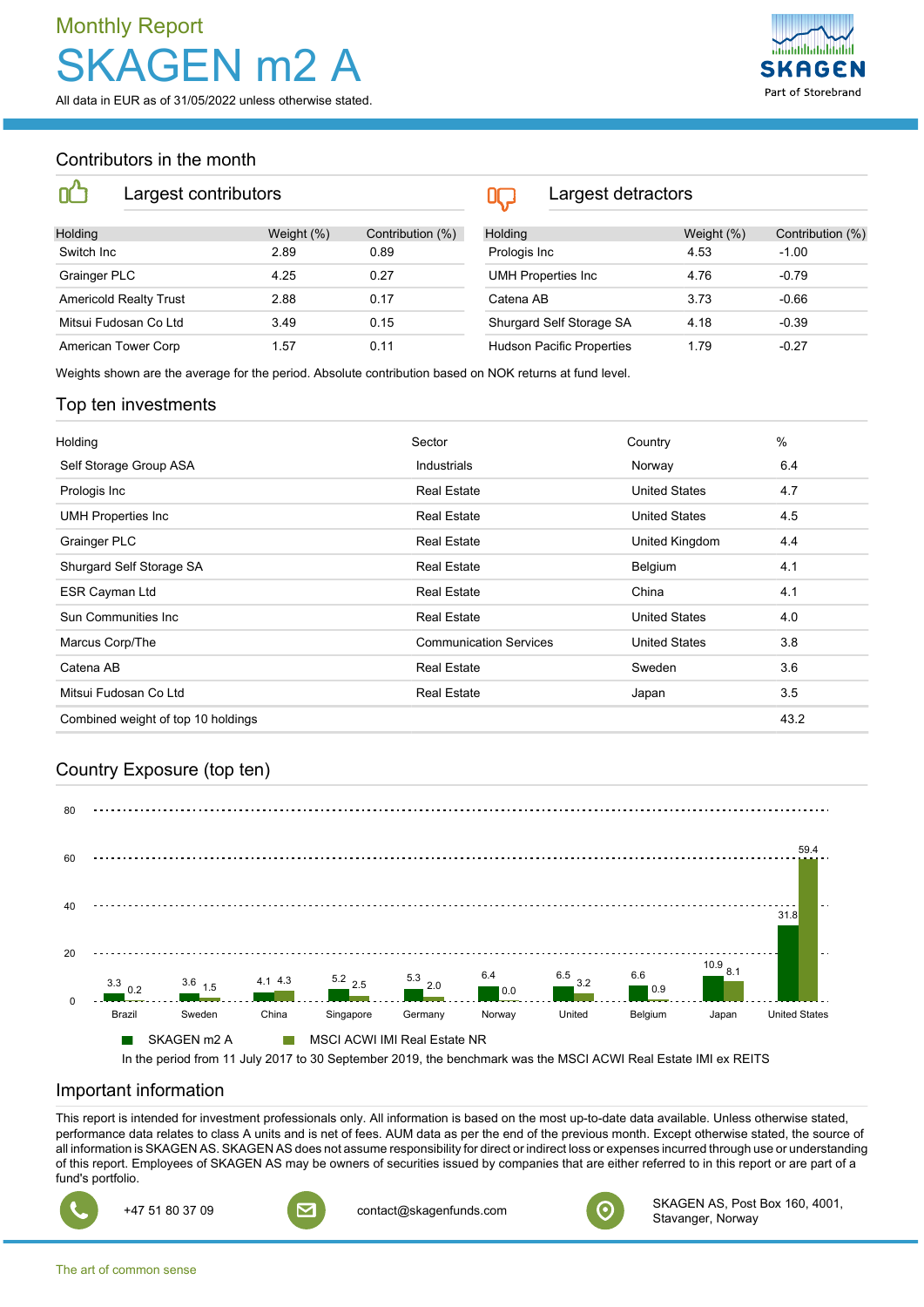Monthly Report

# SKAGEN m2 A

All data in EUR as of 31/05/2022 unless otherwise stated.

## Contributors in the month

### Largest contributors

| Holding | Weight (%) | Contribution (%) |
|---|---|---|
| Switch Inc | 2.89 | 0.89 |
| Grainger PLC | 4.25 | 0.27 |
| Americold Realty Trust | 2.88 | 0.17 |
| Mitsui Fudosan Co Ltd | 3.49 | 0.15 |
| American Tower Corp | 1.57 | 0.11 |

### Largest detractors

| Holding | Weight (%) | Contribution (%) |
|---|---|---|
| Prologis Inc | 4.53 | -1.00 |
| UMH Properties Inc | 4.76 | -0.79 |
| Catena AB | 3.73 | -0.66 |
| Shurgard Self Storage SA | 4.18 | -0.39 |
| Hudson Pacific Properties | 1.79 | -0.27 |

Weights shown are the average for the period. Absolute contribution based on NOK returns at fund level.

## Top ten investments

| Holding | Sector | Country | % |
|---|---|---|---|
| Self Storage Group ASA | Industrials | Norway | 6.4 |
| Prologis Inc | Real Estate | United States | 4.7 |
| UMH Properties Inc | Real Estate | United States | 4.5 |
| Grainger PLC | Real Estate | United Kingdom | 4.4 |
| Shurgard Self Storage SA | Real Estate | Belgium | 4.1 |
| ESR Cayman Ltd | Real Estate | China | 4.1 |
| Sun Communities Inc | Real Estate | United States | 4.0 |
| Marcus Corp/The | Communication Services | United States | 3.8 |
| Catena AB | Real Estate | Sweden | 3.6 |
| Mitsui Fudosan Co Ltd | Real Estate | Japan | 3.5 |
| Combined weight of top 10 holdings | | | 43.2 |

## Country Exposure (top ten)

80
60
40
20
0

3.3 0.2 Brazil
3.6 1.5 Sweden
4.1 4.3 China
5.2 2.5 Singapore
5.3 2.0 Germany
6.4 0.0 Norway
6.5 3.2 United
6.6 0.9 Belgium
10.9 8.1 Japan
31.8 59.4 United States

SKAGEN m2 A    MSCI ACWI IMI Real Estate NR

In the period from 11 July 2017 to 30 September 2019, the benchmark was the MSCI ACWI Real Estate IMI ex REITS

## Important information

This report is intended for investment professionals only. All information is based on the most up-to-date data available. Unless otherwise stated, performance data relates to class A units and is net of fees. AUM data as per the end of the previous month. Except otherwise stated, the source of all information is SKAGEN AS. SKAGEN AS does not assume responsibility for direct or indirect loss or expenses incurred through use or understanding of this report. Employees of SKAGEN AS may be owners of securities issued by companies that are either referred to in this report or are part of a fund's portfolio.

+47 51 80 37 09

contact@skagenfunds.com

SKAGEN AS, Post Box 160, 4001, Stavanger, Norway

The art of common sense